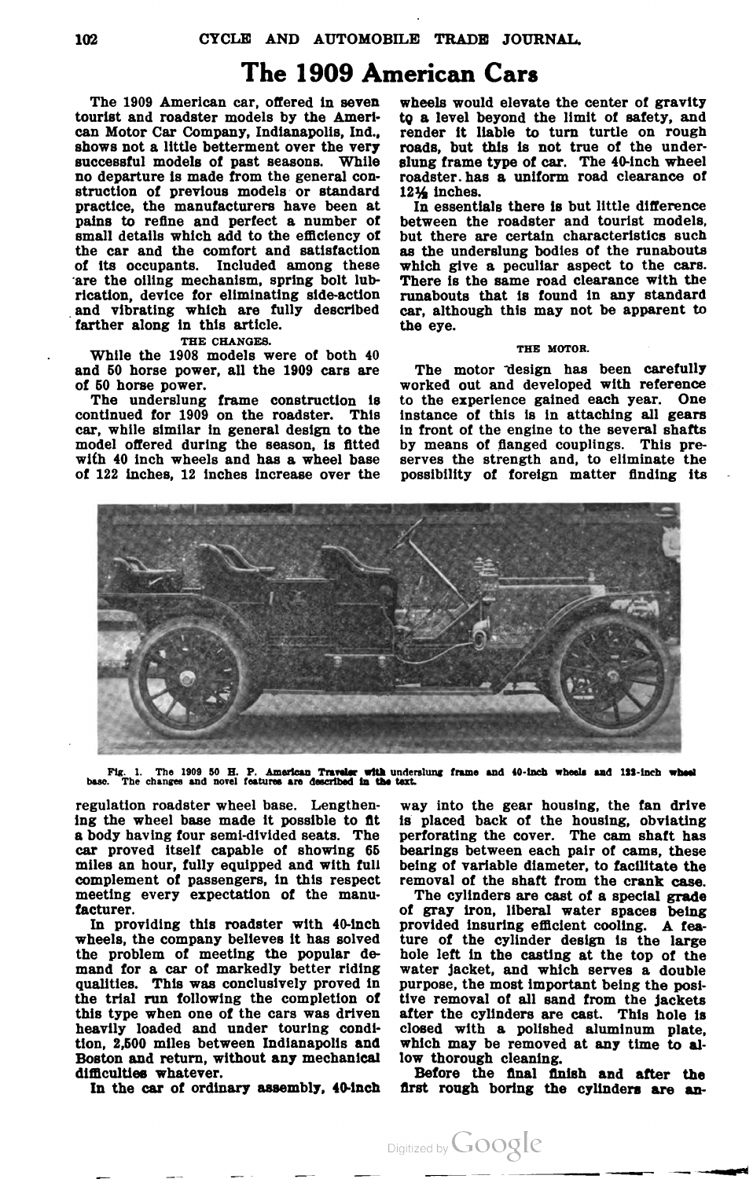# The 1909 American Cars

The 1909 American car, offered in seven tourist and roadster models by the American Motor Car Company, Indianapolis, Ind., shows not a little betterment over the very successful models of past seasons. While no departure is made from the general construction of previous models or standard practice, the manufacturers have been at pains to refine and perfect a number of small details which add to the efficiency of the car and the comfort and satisfaction of its occupants. Included among these are the oiling mechanism, spring bolt lubrication, device for eliminating side-action and vibrating which are fully described farther along in this article.

### THE CHANGES.

While the 1908 models were of both 40 and 50 horse power, all the 1909 cars are of 50 horse power.

The underslung frame construction is continued for 1909 on the roadster. This car, while similar in general design to the model offered during the season, is fitted with 40 inch wheels and has a wheel base of 122 inches, 12 inches increase over the regulation roadster wheel base. Lengthening the wheel base made it possible to fit a body having four semi-divided seats. The car proved itself capable of showing 65 miles an hour, fully equipped and with full complement of passengers, in this respect meeting every expectation of the manufacturer.

In providing this roadster with 40-inch wheels, the company believes it has solved the problem of meeting the popular demand for a car of markedly better riding qualities. This was conclusively proved in the trial run following the completion of this type when one of the cars was driven heavily loaded and under touring condition, 2,500 miles between Indianapolis and Boston and return, without any mechanical difficulties whatever.

In the car of ordinary assembly, 40-inch wheels would elevate the center of gravity to a level beyond the limit of safety, and render it liable to turn turtle on rough roads, but this is not true of the underslung frame type of car. The 40-inch wheel roadster has a uniform road clearance of 12½ inches.

In essentials there is but little difference between the roadster and tourist models, but there are certain characteristics such as the underslung bodies of the runabouts which give a peculiar aspect to the cars. There is the same road clearance with the runabouts that is found in any standard car, although this may not be apparent to the eye.

### THE MOTOR.

The motor design has been carefully worked out and developed with reference to the experience gained each year. One instance of this is in attaching all gears in front of the engine to the several shafts by means of flanged couplings. This preserves the strength and, to eliminate the possibility of foreign matter finding its way into the gear housing, the fan drive is placed back of the housing, obviating perforating the cover. The cam shaft has bearings between each pair of cams, these being of variable diameter, to facilitate the removal of the shaft from the crank case.

Fig. 1. The 1909 50 H. P. American Traveler with underslung frame and 40-inch wheels and 122-inch wheel base. The changes and novel features are described in the text.

The cylinders are cast of a special grade of gray iron, liberal water spaces being provided insuring efficient cooling. A feature of the cylinder design is the large hole left in the casting at the top of the water jacket, and which serves a double purpose, the most important being the positive removal of all sand from the jackets after the cylinders are cast. This hole is closed with a polished aluminum plate, which may be removed at any time to allow thorough cleaning.

Before the final finish and after the first rough boring the cylinders are an-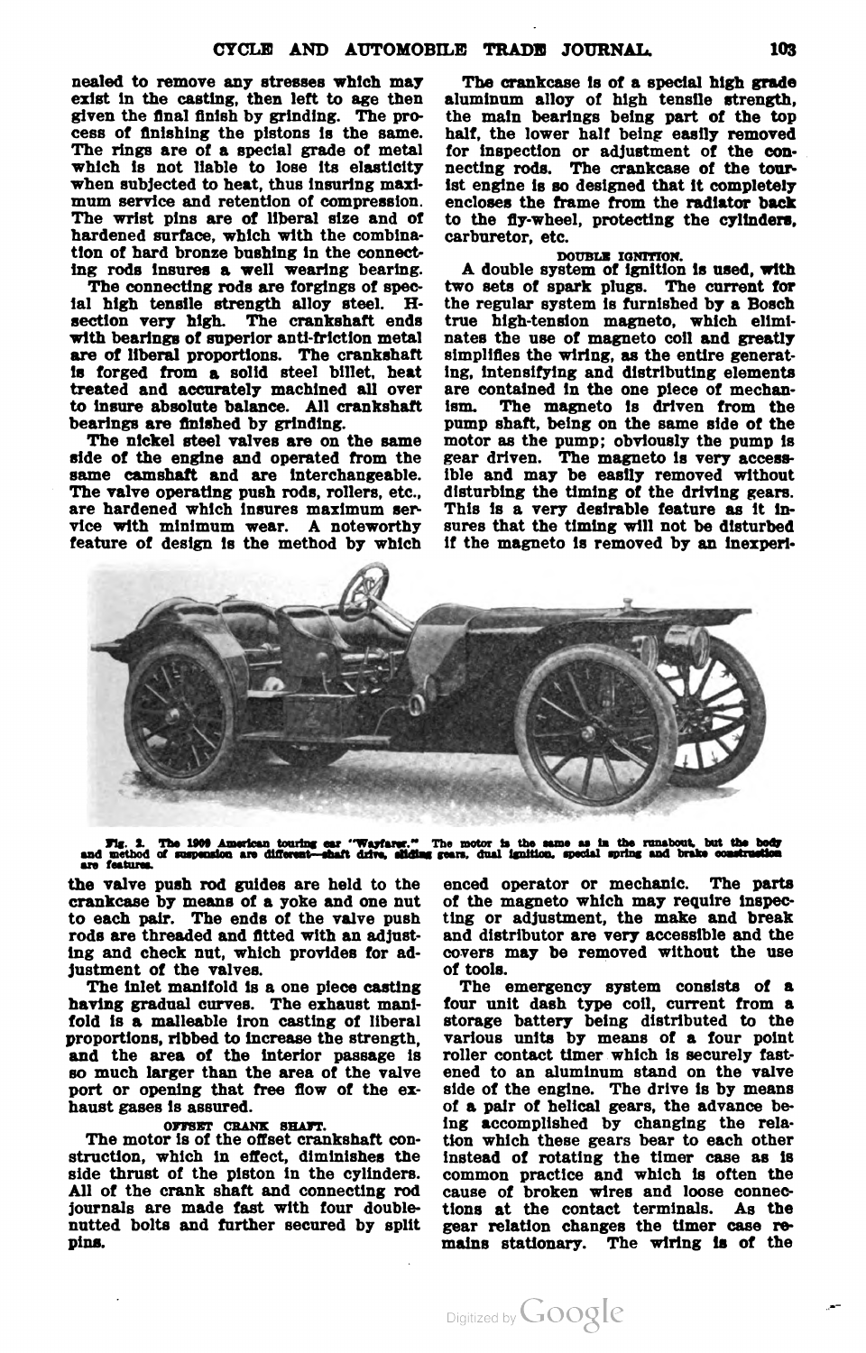nealed to remove any stresses which may exist in the casting, then left to age then given the final finish by grinding. The process of finishing the pistons is the same. The rings are of a special grade of metal which is not liable to lose its elasticity when subjected to heat, thus insuring maximum service and retention of compression. The wrist pins are of liberal size and of hardened surface, which with the combination of hard bronze bushing in the connecting rods insures a well wearing bearing.

The connecting rods are forgings of special high tensile strength alloy steel. H-section very high. The crankshaft ends with bearings of superior anti-friction metal are of liberal proportions. The crankshaft is forged from a solid steel billet, heat treated and accurately machined all over to insure absolute balance. All crankshaft bearings are finished by grinding.

The nickel steel valves are on the same side of the engine and operated from the same camshaft and are interchangeable. The valve operating push rods, rollers, etc., are hardened which insures maximum service with minimum wear. A noteworthy feature of design is the method by which the valve push rod guides are held to the crankcase by means of a yoke and one nut to each pair. The ends of the valve push rods are threaded and fitted with an adjusting and check nut, which provides for adjustment of the valves.

The inlet manifold is a one piece casting having gradual curves. The exhaust manifold is a malleable iron casting of liberal proportions, ribbed to increase the strength, and the area of the interior passage is so much larger than the area of the valve port or opening that free flow of the exhaust gases is assured.

### OFFSET CRANK SHAFT.

The motor is of the offset crankshaft construction, which in effect, diminishes the side thrust of the piston in the cylinders. All of the crank shaft and connecting rod journals are made fast with four double-nutted bolts and further secured by split pins.

The crankcase is of a special high grade aluminum alloy of high tensile strength, the main bearings being part of the top half, the lower half being easily removed for inspection or adjustment of the connecting rods. The crankcase of the tourist engine is so designed that it completely encloses the frame from the radiator back to the fly-wheel, protecting the cylinders, carburetor, etc.

### DOUBLE IGNITION.

A double system of ignition is used, with two sets of spark plugs. The current for the regular system is furnished by a Bosch true high-tension magneto, which eliminates the use of magneto coil and greatly simplifies the wiring, as the entire generating, intensifying and distributing elements are contained in the one piece of mechanism. The magneto is driven from the pump shaft, being on the same side of the motor as the pump; obviously the pump is gear driven. The magneto is very accessible and may be easily removed without disturbing the timing of the driving gears. This is a very desirable feature as it insures that the timing will not be disturbed if the magneto is removed by an inexperienced operator or mechanic. The parts of the magneto which may require inspecting or adjustment, the make and break and distributor are very accessible and the covers may be removed without the use of tools.

Fig. 2. The 1909 American touring car "Wayfarer." The motor is the same as in the runabout, but the body and method of suspension are different—shaft drive, sliding gears, dual ignition, special spring and brake construction are features.

The emergency system consists of a four unit dash type coil, current from a storage battery being distributed to the various units by means of a four point roller contact timer which is securely fastened to an aluminum stand on the valve side of the engine. The drive is by means of a pair of helical gears, the advance being accomplished by changing the relation which these gears bear to each other instead of rotating the timer case as is common practice and which is often the cause of broken wires and loose connections at the contact terminals. As the gear relation changes the timer case remains stationary. The wiring is of the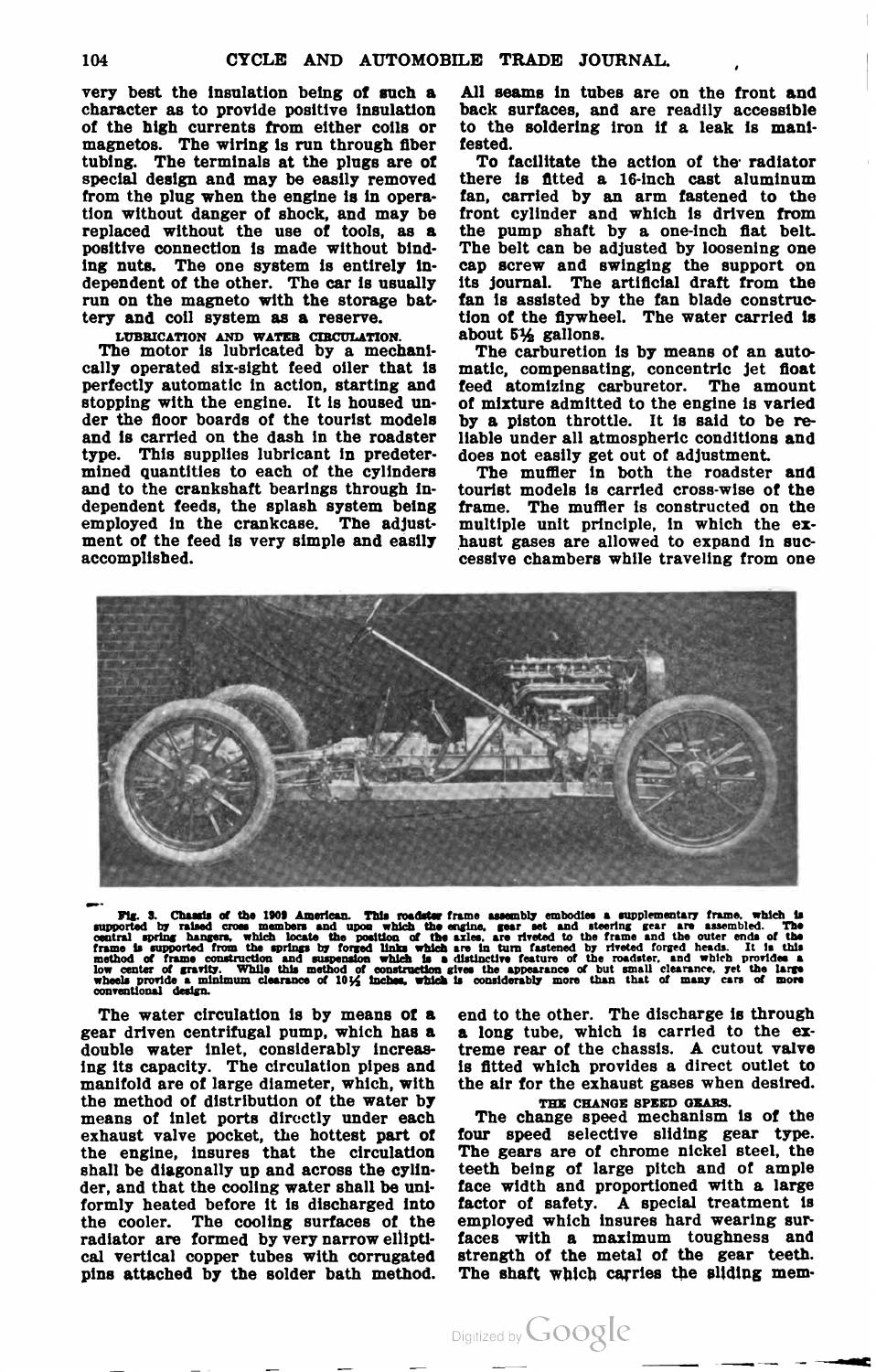very best the insulation being of such a character as to provide positive insulation of the high currents from either coils or magnetos. The wiring is run through fiber tubing. The terminals at the plugs are of special design and may be easily removed from the plug when the engine is in operation without danger of shock, and may be replaced without the use of tools, as a positive connection is made without binding nuts. The one system is entirely independent of the other. The car is usually run on the magneto with the storage battery and coil system as a reserve.

### LUBRICATION AND WATER CIRCULATION.

The motor is lubricated by a mechanically operated six-sight feed oiler that is perfectly automatic in action, starting and stopping with the engine. It is housed under the floor boards of the tourist models and is carried on the dash in the roadster type. This supplies lubricant in predetermined quantities to each of the cylinders and to the crankshaft bearings through independent feeds, the splash system being employed in the crankcase. The adjustment of the feed is very simple and easily accomplished.

All seams in tubes are on the front and back surfaces, and are readily accessible to the soldering iron if a leak is manifested.

To facilitate the action of the radiator there is fitted a 16-inch cast aluminum fan, carried by an arm fastened to the front cylinder and which is driven from the pump shaft by a one-inch flat belt. The belt can be adjusted by loosening one cap screw and swinging the support on its journal. The artificial draft from the fan is assisted by the fan blade construction of the flywheel. The water carried is about 5½ gallons.

The carburetion is by means of an automatic, compensating, concentric jet float feed atomizing carburetor. The amount of mixture admitted to the engine is varied by a piston throttle. It is said to be reliable under all atmospheric conditions and does not easily get out of adjustment.

The muffler in both the roadster and tourist models is carried cross-wise of the frame. The muffler is constructed on the multiple unit principle, in which the exhaust gases are allowed to expand in successive chambers while traveling from one end to the other. The discharge is through a long tube, which is carried to the extreme rear of the chassis. A cutout valve is fitted which provides a direct outlet to the air for the exhaust gases when desired.

**Fig. 3. Chassis of the 1909 American. This roadster frame assembly embodies a supplementary frame, which is supported by raised cross members and upon which the engine, gear set and steering gear are assembled. The central spring hangers, which locate the position of the axles, are riveted to the frame and the outer ends of the frame is supported from the springs by forged links which are in turn fastened by riveted forged heads. It is this method of frame construction and suspension which is a distinctive feature of the roadster, and which provides a low center of gravity. While this method of construction gives the appearance of but small clearance, yet the large wheels provide a minimum clearance of 10½ inches, which is considerably more than that of many cars of more conventional design.**

The water circulation is by means of a gear driven centrifugal pump, which has a double water inlet, considerably increasing its capacity. The circulation pipes and manifold are of large diameter, which, with the method of distribution of the water by means of inlet ports directly under each exhaust valve pocket, the hottest part of the engine, insures that the circulation shall be diagonally up and across the cylinder, and that the cooling water shall be uniformly heated before it is discharged into the cooler. The cooling surfaces of the radiator are formed by very narrow elliptical vertical copper tubes with corrugated pins attached by the solder bath method.

### THE CHANGE SPEED GEARS.

The change speed mechanism is of the four speed selective sliding gear type. The gears are of chrome nickel steel, the teeth being of large pitch and of ample face width and proportioned with a large factor of safety. A special treatment is employed which insures hard wearing surfaces with a maximum toughness and strength of the metal of the gear teeth. The shaft which carries the sliding mem-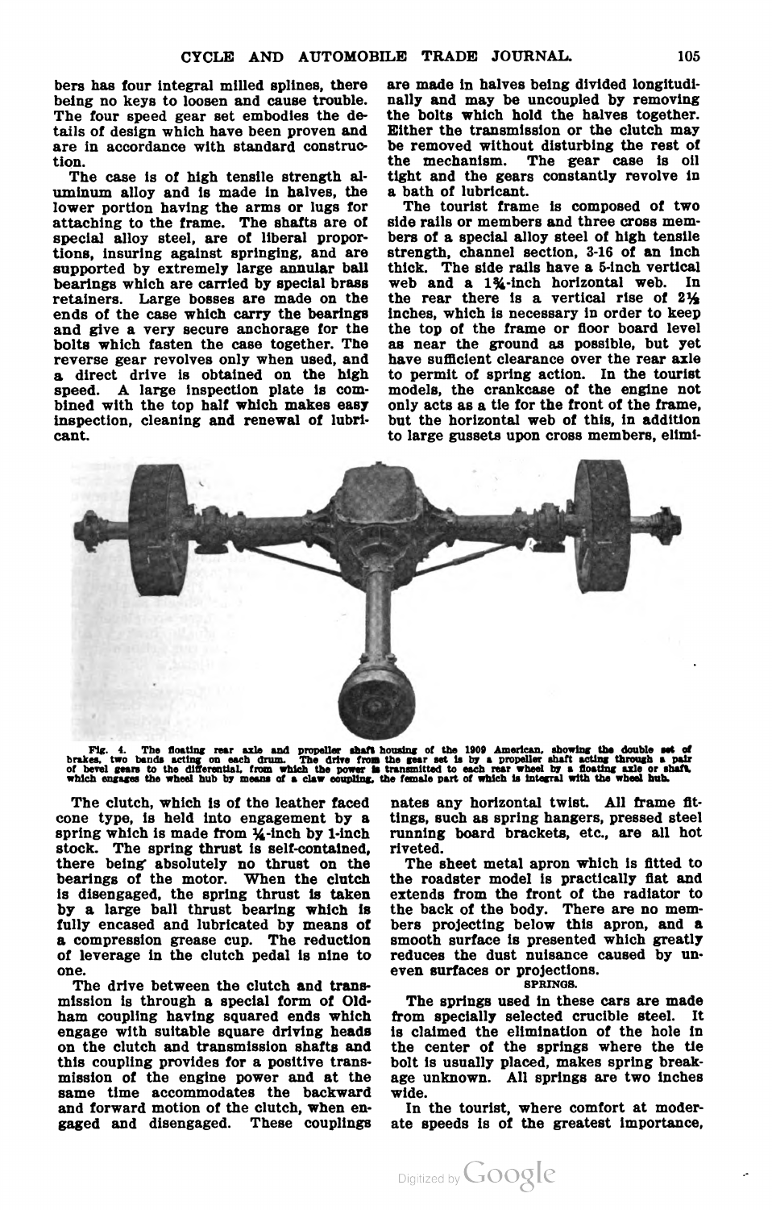bers has four integral milled splines, there being no keys to loosen and cause trouble. The four speed gear set embodies the details of design which have been proven and are in accordance with standard construction.

The case is of high tensile strength aluminum alloy and is made in halves, the lower portion having the arms or lugs for attaching to the frame. The shafts are of special alloy steel, are of liberal proportions, insuring against springing, and are supported by extremely large annular ball bearings which are carried by special brass retainers. Large bosses are made on the ends of the case which carry the bearings and give a very secure anchorage for the bolts which fasten the case together. The reverse gear revolves only when used, and a direct drive is obtained on the high speed. A large inspection plate is combined with the top half which makes easy inspection, cleaning and renewal of lubricant.

Fig. 4. The floating rear axle and propeller shaft housing of the 1909 American, showing the double set of brakes, two bands acting on each drum. The drive from the gear set is by a propeller shaft acting through a pair of bevel gears to the differential, from which the power is transmitted to each rear wheel by a floating axle or shaft, which engages the wheel hub by means of a claw coupling, the female part of which is integral with the wheel hub.

The clutch, which is of the leather faced cone type, is held into engagement by a spring which is made from ¼-inch by 1-inch stock. The spring thrust is self-contained, there being absolutely no thrust on the bearings of the motor. When the clutch is disengaged, the spring thrust is taken by a large ball thrust bearing which is fully encased and lubricated by means of a compression grease cup. The reduction of leverage in the clutch pedal is nine to one.

The drive between the clutch and transmission is through a special form of Oldham coupling having squared ends which engage with suitable square driving heads on the clutch and transmission shafts and this coupling provides for a positive transmission of the engine power and at the same time accommodates the backward and forward motion of the clutch, when engaged and disengaged. These couplings are made in halves being divided longitudinally and may be uncoupled by removing the bolts which hold the halves together. Either the transmission or the clutch may be removed without disturbing the rest of the mechanism. The gear case is oil tight and the gears constantly revolve in a bath of lubricant.

The tourist frame is composed of two side rails or members and three cross members of a special alloy steel of high tensile strength, channel section, 3-16 of an inch thick. The side rails have a 5-inch vertical web and a 1¾-inch horizontal web. In the rear there is a vertical rise of 2½ inches, which is necessary in order to keep the top of the frame or floor board level as near the ground as possible, but yet have sufficient clearance over the rear axle to permit of spring action. In the tourist models, the crankcase of the engine not only acts as a tie for the front of the frame, but the horizontal web of this, in addition to large gussets upon cross members, eliminates any horizontal twist. All frame fittings, such as spring hangers, pressed steel running board brackets, etc., are all hot riveted.

The sheet metal apron which is fitted to the roadster model is practically flat and extends from the front of the radiator to the back of the body. There are no members projecting below this apron, and a smooth surface is presented which greatly reduces the dust nuisance caused by uneven surfaces or projections.

### SPRINGS.

The springs used in these cars are made from specially selected crucible steel. It is claimed the elimination of the hole in the center of the springs where the tie bolt is usually placed, makes spring breakage unknown. All springs are two inches wide.

In the tourist, where comfort at moderate speeds is of the greatest importance,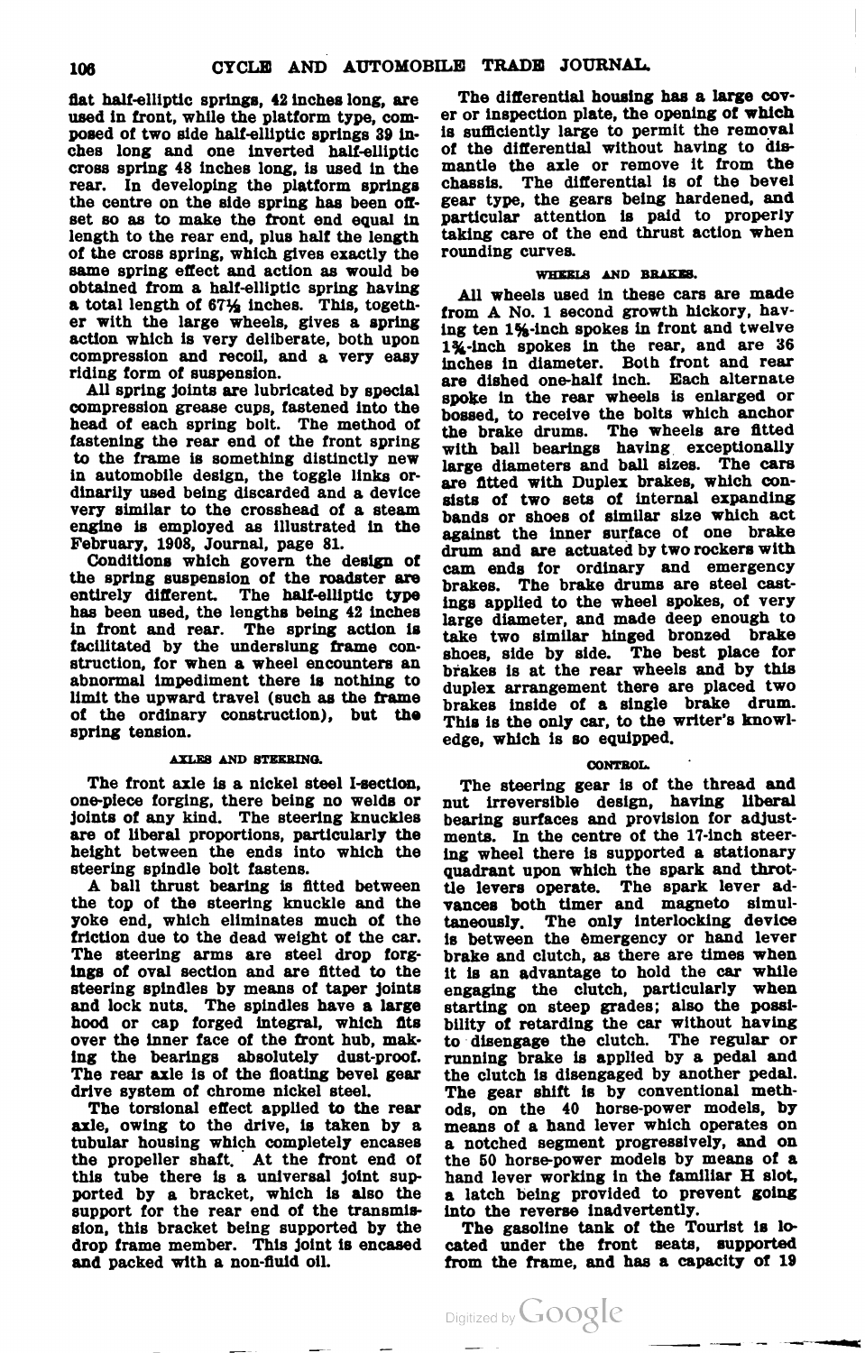flat half-elliptic springs, 42 inches long, are used in front, while the platform type, composed of two side half-elliptic springs 39 inches long and one inverted half-elliptic cross spring 48 inches long, is used in the rear. In developing the platform springs the centre on the side spring has been offset so as to make the front end equal in length to the rear end, plus half the length of the cross spring, which gives exactly the same spring effect and action as would be obtained from a half-elliptic spring having a total length of 67½ inches. This, together with the large wheels, gives a spring action which is very deliberate, both upon compression and recoil, and a very easy riding form of suspension.

All spring joints are lubricated by special compression grease cups, fastened into the head of each spring bolt. The method of fastening the rear end of the front spring to the frame is something distinctly new in automobile design, the toggle links ordinarily used being discarded and a device very similar to the crosshead of a steam engine is employed as illustrated in the February, 1908, Journal, page 81.

Conditions which govern the design of the spring suspension of the roadster are entirely different. The half-elliptic type has been used, the lengths being 42 inches in front and rear. The spring action is facilitated by the underslung frame construction, for when a wheel encounters an abnormal impediment there is nothing to limit the upward travel (such as the frame of the ordinary construction), but the spring tension.

### AXLES AND STEERING.

The front axle is a nickel steel I-section, one-piece forging, there being no welds or joints of any kind. The steering knuckles are of liberal proportions, particularly the height between the ends into which the steering spindle bolt fastens.

A ball thrust bearing is fitted between the top of the steering knuckle and the yoke end, which eliminates much of the friction due to the dead weight of the car. The steering arms are steel drop forgings of oval section and are fitted to the steering spindles by means of taper joints and lock nuts. The spindles have a large hood or cap forged integral, which fits over the inner face of the front hub, making the bearings absolutely dust-proof. The rear axle is of the floating bevel gear drive system of chrome nickel steel.

The torsional effect applied to the rear axle, owing to the drive, is taken by a tubular housing which completely encases the propeller shaft. At the front end of this tube there is a universal joint supported by a bracket, which is also the support for the rear end of the transmission, this bracket being supported by the drop frame member. This joint is encased and packed with a non-fluid oil.

The differential housing has a large cover or inspection plate, the opening of which is sufficiently large to permit the removal of the differential without having to dismantle the axle or remove it from the chassis. The differential is of the bevel gear type, the gears being hardened, and particular attention is paid to properly taking care of the end thrust action when rounding curves.

### WHEELS AND BRAKES.

All wheels used in these cars are made from A No. 1 second growth hickory, having ten 1⅝-inch spokes in front and twelve 1¾-inch spokes in the rear, and are 36 inches in diameter. Both front and rear are dished one-half inch. Each alternate spoke in the rear wheels is enlarged or bossed, to receive the bolts which anchor the brake drums. The wheels are fitted with ball bearings having exceptionally large diameters and ball sizes. The cars are fitted with Duplex brakes, which consists of two sets of internal expanding bands or shoes of similar size which act against the inner surface of one brake drum and are actuated by two rockers with cam ends for ordinary and emergency brakes. The brake drums are steel castings applied to the wheel spokes, of very large diameter, and made deep enough to take two similar hinged bronzed brake shoes, side by side. The best place for brakes is at the rear wheels and by this duplex arrangement there are placed two brakes inside of a single brake drum. This is the only car, to the writer's knowledge, which is so equipped.

### CONTROL.

The steering gear is of the thread and nut irreversible design, having liberal bearing surfaces and provision for adjustments. In the centre of the 17-inch steering wheel there is supported a stationary quadrant upon which the spark and throttle levers operate. The spark lever advances both timer and magneto simultaneously. The only interlocking device is between the emergency or hand lever brake and clutch, as there are times when it is an advantage to hold the car while engaging the clutch, particularly when starting on steep grades; also the possibility of retarding the car without having to disengage the clutch. The regular or running brake is applied by a pedal and the clutch is disengaged by another pedal. The gear shift is by conventional methods, on the 40 horse-power models, by means of a hand lever which operates on a notched segment progressively, and on the 50 horse-power models by means of a hand lever working in the familiar H slot, a latch being provided to prevent going into the reverse inadvertently.

The gasoline tank of the Tourist is located under the front seats, supported from the frame, and has a capacity of 19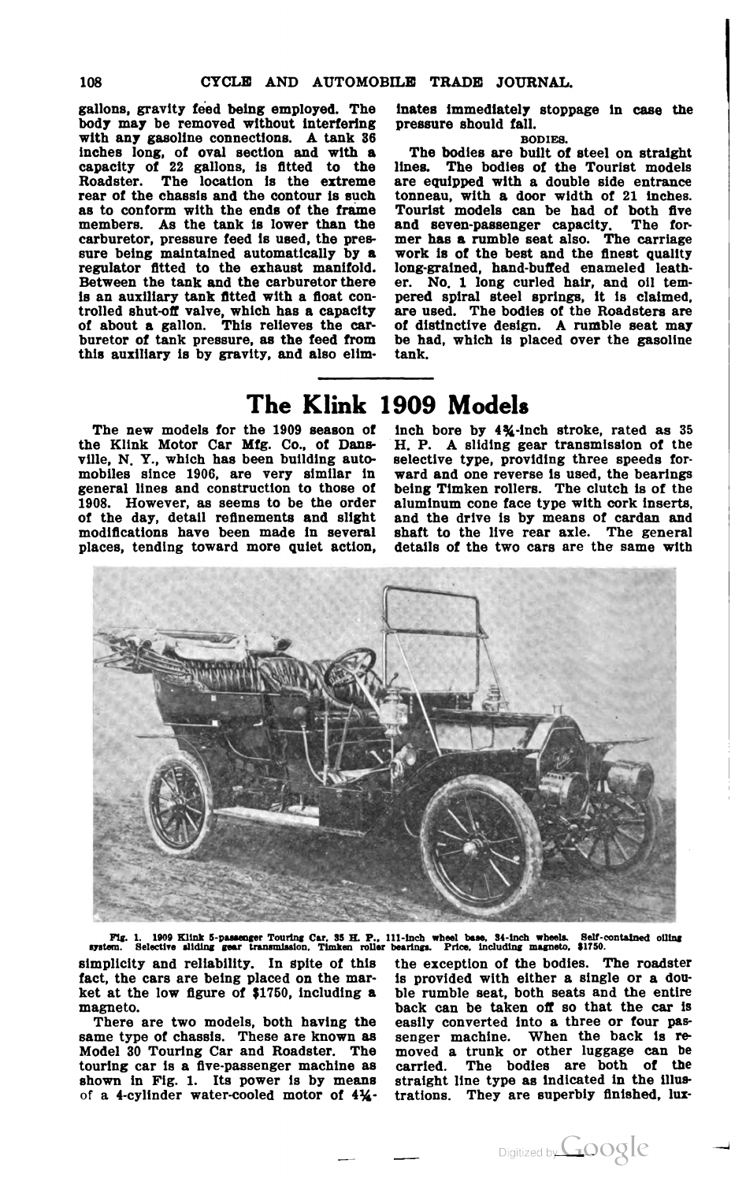gallons, gravity feed being employed. The body may be removed without interfering with any gasoline connections. A tank 36 inches long, of oval section and with a capacity of 22 gallons, is fitted to the Roadster. The location is the extreme rear of the chassis and the contour is such as to conform with the ends of the frame members. As the tank is lower than the carburetor, pressure feed is used, the pressure being maintained automatically by a regulator fitted to the exhaust manifold. Between the tank and the carburetor there is an auxiliary tank fitted with a float controlled shut-off valve, which has a capacity of about a gallon. This relieves the carburetor of tank pressure, as the feed from this auxiliary is by gravity, and also eliminates immediately stoppage in case the pressure should fall.

BODIES.

The bodies are built of steel on straight lines. The bodies of the Tourist models are equipped with a double side entrance tonneau, with a door width of 21 inches. Tourist models can be had of both five and seven-passenger capacity. The former has a rumble seat also. The carriage work is of the best and the finest quality long-grained, hand-buffed enameled leather. No. 1 long curled hair, and oil tempered spiral steel springs, it is claimed, are used. The bodies of the Roadsters are of distinctive design. A rumble seat may be had, which is placed over the gasoline tank.

# The Klink 1909 Models

The new models for the 1909 season of the Klink Motor Car Mfg. Co., of Dansville, N. Y., which has been building automobiles since 1906, are very similar in general lines and construction to those of 1908. However, as seems to be the order of the day, detail refinements and slight modifications have been made in several places, tending toward more quiet action, simplicity and reliability. In spite of this fact, the cars are being placed on the market at the low figure of $1750, including a magneto.

There are two models, both having the same type of chassis. These are known as Model 30 Touring Car and Roadster. The touring car is a five-passenger machine as shown in Fig. 1. Its power is by means of a 4-cylinder water-cooled motor of 4¼-inch bore by 4¾-inch stroke, rated as 35 H. P. A sliding gear transmission of the selective type, providing three speeds forward and one reverse is used, the bearings being Timken rollers. The clutch is of the aluminum cone face type with cork inserts, and the drive is by means of cardan and shaft to the live rear axle. The general details of the two cars are the same with the exception of the bodies. The roadster is provided with either a single or a double rumble seat, both seats and the entire back can be taken off so that the car is easily converted into a three or four passenger machine. When the back is removed a trunk or other luggage can be carried. The bodies are both of the straight line type as indicated in the illustrations. They are superbly finished, lux-

Fig. 1. 1909 Klink 5-passenger Touring Car, 35 H. P., 111-inch wheel base, 34-inch wheels. Self-contained oiling system. Selective sliding gear transmission, Timken roller bearings. Price, including magneto, $1750.